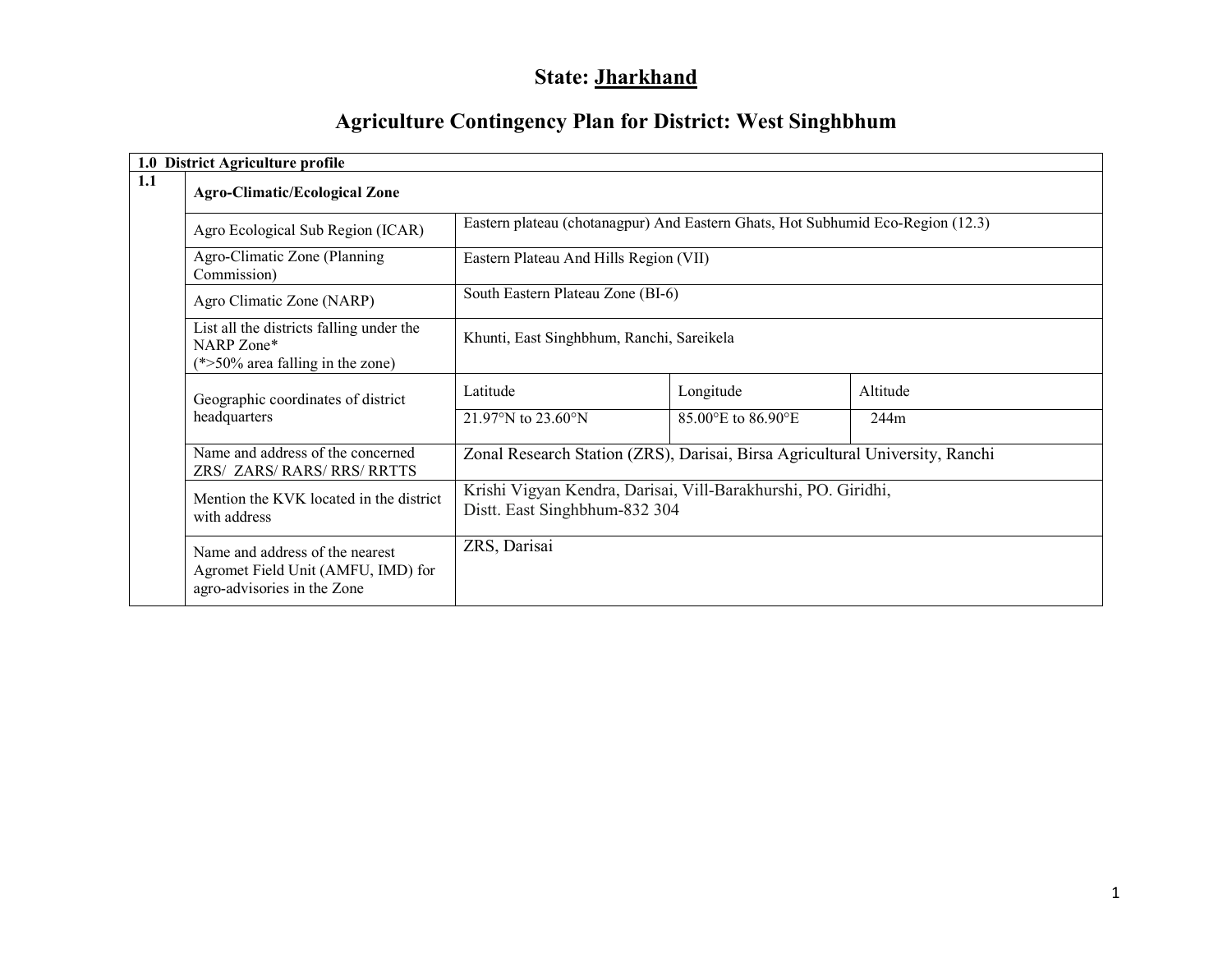# State: Jharkhand

## Agriculture Contingency Plan for District: West Singhbhum

| 1.0 District Agriculture profile | | | | |
|---|---|---|---|---|
| 1.1 | **Agro-Climatic/Ecological Zone** | | | |
| | Agro Ecological Sub Region (ICAR) | Eastern plateau (chotanagpur) And Eastern Ghats, Hot Subhumid Eco-Region (12.3) | | |
| | Agro-Climatic Zone (Planning Commission) | Eastern Plateau And Hills Region (VII) | | |
| | Agro Climatic Zone (NARP) | South Eastern Plateau Zone (BI-6) | | |
| | List all the districts falling under the NARP Zone* (*>50% area falling in the zone) | Khunti, East Singhbhum, Ranchi, Sareikela | | |
| | Geographic coordinates of district headquarters | Latitude | Longitude | Altitude |
| | | 21.97°N to 23.60°N | 85.00°E to 86.90°E | 244m |
| | Name and address of the concerned ZRS/ ZARS/ RARS/ RRS/ RRTTS | Zonal Research Station (ZRS), Darisai, Birsa Agricultural University, Ranchi | | |
| | Mention the KVK located in the district with address | Krishi Vigyan Kendra, Darisai, Vill-Barakhurshi, PO. Giridhi, Distt. East Singhbhum-832 304 | | |
| | Name and address of the nearest Agromet Field Unit (AMFU, IMD) for agro-advisories in the Zone | ZRS, Darisai | | |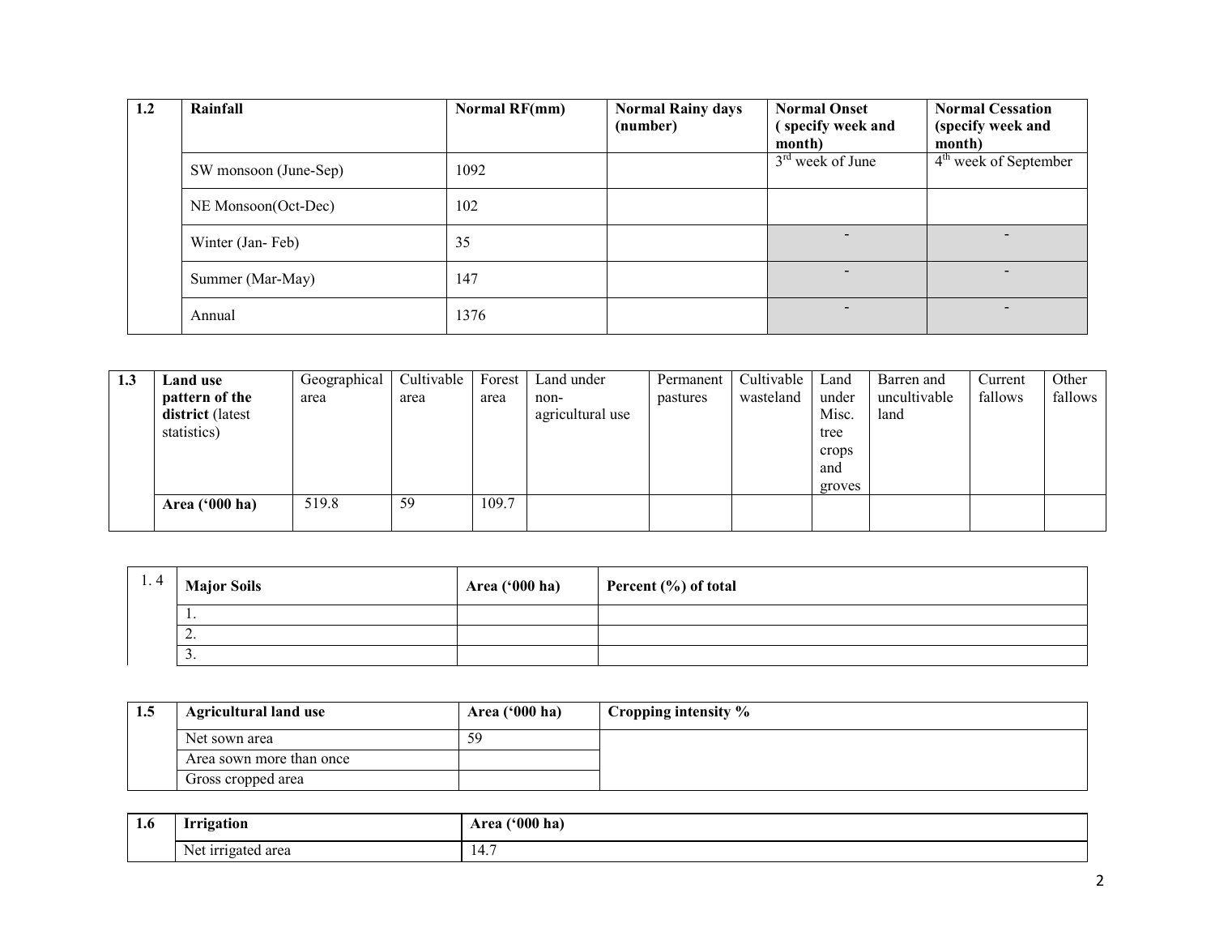| 1.2 | Rainfall | Normal RF(mm) | Normal Rainy days (number) | Normal Onset ( specify week and month) | Normal Cessation (specify week and month) |
|---|---|---|---|---|---|
| | SW monsoon (June-Sep) | 1092 | | 3rd week of June | 4th week of September |
| | NE Monsoon(Oct-Dec) | 102 | | | |
| | Winter (Jan- Feb) | 35 | | - | - |
| | Summer (Mar-May) | 147 | | - | - |
| | Annual | 1376 | | - | - |

| 1.3 | Land use pattern of the district (latest statistics) | Geographical area | Cultivable area | Forest area | Land under non-agricultural use | Permanent pastures | Cultivable wasteland | Land under Misc. tree crops and groves | Barren and uncultivable land | Current fallows | Other fallows |
|---|---|---|---|---|---|---|---|---|---|---|---|
| | **Area ('000 ha)** | 519.8 | 59 | 109.7 | | | | | | | |

| 1. 4 | Major Soils | Area ('000 ha) | Percent (%) of total |
|---|---|---|---|
| | 1. | | |
| | 2. | | |
| | 3. | | |

| 1.5 | Agricultural land use | Area ('000 ha) | Cropping intensity % |
|---|---|---|---|
| | Net sown area | 59 | |
| | Area sown more than once | | |
| | Gross cropped area | | |

| 1.6 | Irrigation | Area ('000 ha) |
|---|---|---|
| | Net irrigated area | 14.7 |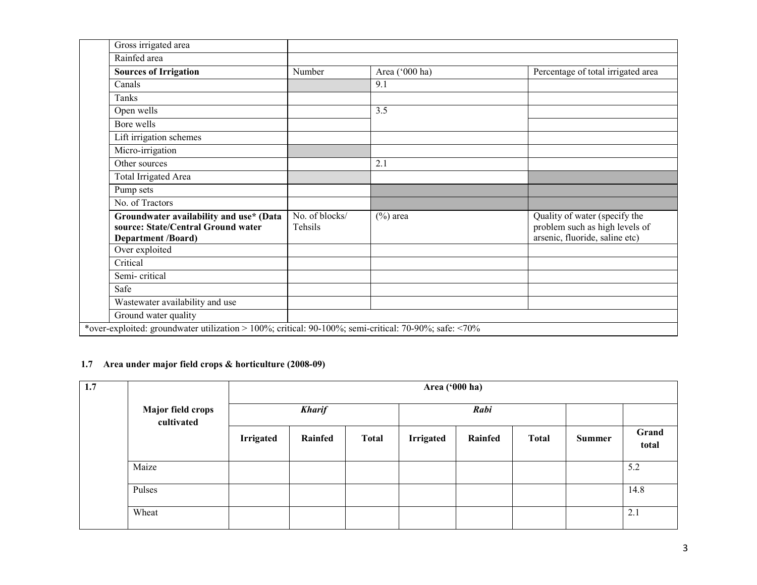| | | | | |
|---|---|---|---|---|
| | Gross irrigated area | | | |
| | Rainfed area | | | |
| | **Sources of Irrigation** | Number | Area ('000 ha) | Percentage of total irrigated area |
| | Canals | | 9.1 | |
| | Tanks | | | |
| | Open wells | | 3.5 | |
| | Bore wells | | | |
| | Lift irrigation schemes | | | |
| | Micro-irrigation | | | |
| | Other sources | | 2.1 | |
| | Total Irrigated Area | | | |
| | Pump sets | | | |
| | No. of Tractors | | | |
| | **Groundwater availability and use* (Data source: State/Central Ground water Department /Board)** | No. of blocks/ Tehsils | (%) area | Quality of water (specify the problem such as high levels of arsenic, fluoride, saline etc) |
| | Over exploited | | | |
| | Critical | | | |
| | Semi- critical | | | |
| | Safe | | | |
| | Wastewater availability and use | | | |
| | Ground water quality | | | |

*over-exploited: groundwater utilization > 100%; critical: 90-100%; semi-critical: 70-90%; safe: <70%

### 1.7 Area under major field crops & horticulture (2008-09)

| 1.7 | Major field crops cultivated | Area ('000 ha) | | | | | | | |
|---|---|---|---|---|---|---|---|---|---|
| | | ***Kharif*** | | | ***Rabi*** | | | | |
| | | **Irrigated** | **Rainfed** | **Total** | **Irrigated** | **Rainfed** | **Total** | **Summer** | **Grand total** |
| | Maize | | | | | | | | 5.2 |
| | Pulses | | | | | | | | 14.8 |
| | Wheat | | | | | | | | 2.1 |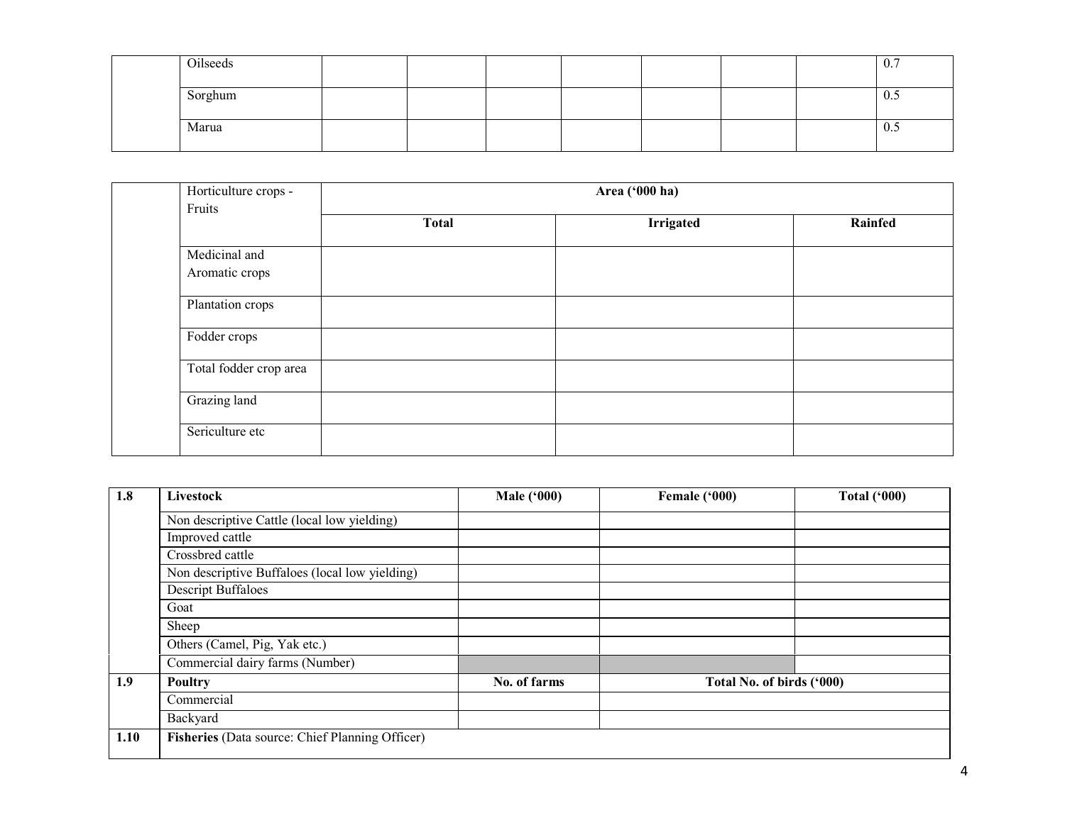| | | | | | | | | | |
|---|---|---|---|---|---|---|---|---|---|
| | Oilseeds | | | | | | | | 0.7 |
| | Sorghum | | | | | | | | 0.5 |
| | Marua | | | | | | | | 0.5 |

| | Horticulture crops - Fruits | Area ('000 ha) | | |
|---|---|---|---|---|
| | | **Total** | **Irrigated** | **Rainfed** |
| | Medicinal and Aromatic crops | | | |
| | Plantation crops | | | |
| | Fodder crops | | | |
| | Total fodder crop area | | | |
| | Grazing land | | | |
| | Sericulture etc | | | |

| **1.8** | **Livestock** | **Male ('000)** | **Female ('000)** | **Total ('000)** |
|---|---|---|---|---|
| | Non descriptive Cattle (local low yielding) | | | |
| | Improved cattle | | | |
| | Crossbred cattle | | | |
| | Non descriptive Buffaloes (local low yielding) | | | |
| | Descript Buffaloes | | | |
| | Goat | | | |
| | Sheep | | | |
| | Others (Camel, Pig, Yak etc.) | | | |
| | Commercial dairy farms (Number) | | | |
| **1.9** | **Poultry** | **No. of farms** | **Total No. of birds ('000)** | |
| | Commercial | | | |
| | Backyard | | | |
| **1.10** | **Fisheries** (Data source: Chief Planning Officer) | | | |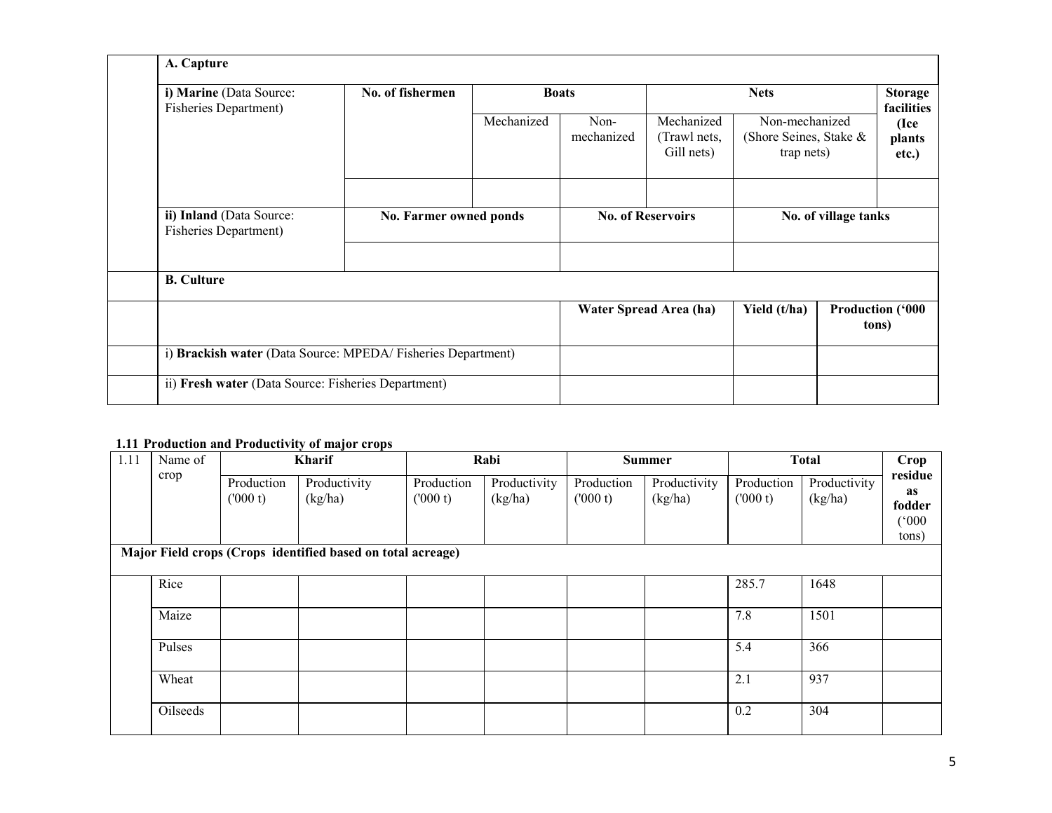| | A. Capture | | | | | | |
|---|---|---|---|---|---|---|---|
| | **i) Marine** (Data Source: Fisheries Department) | **No. of fishermen** | **Boats** | | **Nets** | | **Storage facilities (Ice plants etc.)** |
| | | | Mechanized | Non-mechanized | Mechanized (Trawl nets, Gill nets) | Non-mechanized (Shore Seines, Stake & trap nets) | |
| | | | | | | | |
| | **ii) Inland** (Data Source: Fisheries Department) | **No. Farmer owned ponds** | | **No. of Reservoirs** | | **No. of village tanks** | |
| | | | | | | | |
| | **B. Culture** | | | | | | |
| | | | | **Water Spread Area (ha)** | | **Yield (t/ha)** | **Production ('000 tons)** |
| | i) **Brackish water** (Data Source: MPEDA/ Fisheries Department) | | | | | | |
| | ii) **Fresh water** (Data Source: Fisheries Department) | | | | | | |

**1.11 Production and Productivity of major crops**

| 1.11 | Name of crop | Kharif | | Rabi | | Summer | | Total | | Crop residue as fodder ('000 tons) |
|---|---|---|---|---|---|---|---|---|---|---|
| | | Production ('000 t) | Productivity (kg/ha) | Production ('000 t) | Productivity (kg/ha) | Production ('000 t) | Productivity (kg/ha) | Production ('000 t) | Productivity (kg/ha) | |
| **Major Field crops (Crops identified based on total acreage)** | | | | | | | | | | |
| | Rice | | | | | | | 285.7 | 1648 | |
| | Maize | | | | | | | 7.8 | 1501 | |
| | Pulses | | | | | | | 5.4 | 366 | |
| | Wheat | | | | | | | 2.1 | 937 | |
| | Oilseeds | | | | | | | 0.2 | 304 | |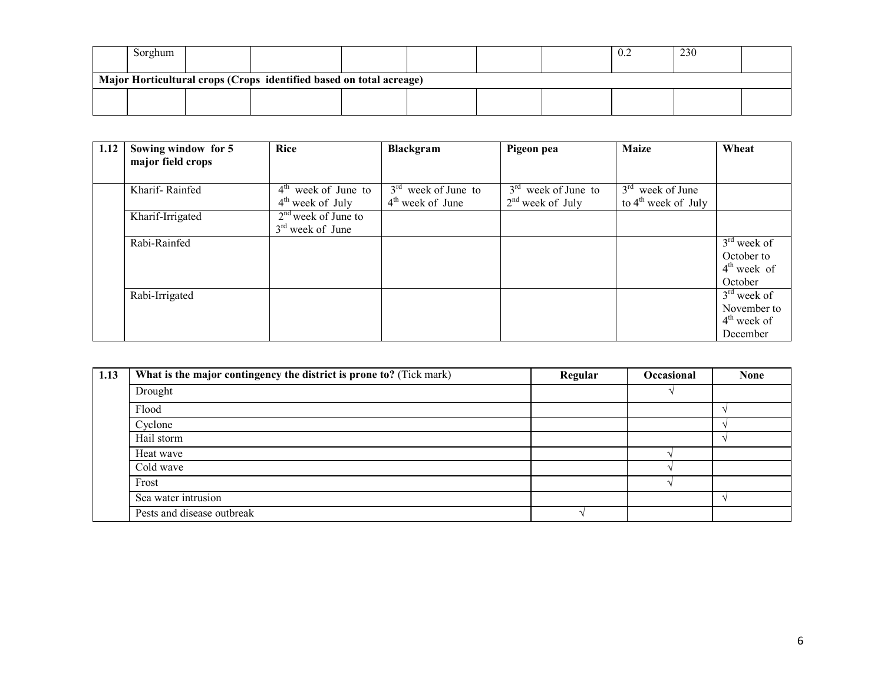| | Sorghum | | | | | | | 0.2 | 230 | |
|---|---|---|---|---|---|---|---|---|---|---|
| **Major Horticultural crops (Crops identified based on total acreage)** | | | | | | | | | | |
| | | | | | | | | | | |

| 1.12 | Sowing window for 5 major field crops | Rice | Blackgram | Pigeon pea | Maize | Wheat |
|---|---|---|---|---|---|---|
| | Kharif- Rainfed | 4th week of June to 4th week of July | 3rd week of June to 4th week of June | 3rd week of June to 2nd week of July | 3rd week of June to 4th week of July | |
| | Kharif-Irrigated | 2nd week of June to 3rd week of June | | | | |
| | Rabi-Rainfed | | | | | 3rd week of October to 4th week of October |
| | Rabi-Irrigated | | | | | 3rd week of November to 4th week of December |

| 1.13 | What is the major contingency the district is prone to? (Tick mark) | Regular | Occasional | None |
|---|---|---|---|---|
| | Drought | | √ | |
| | Flood | | | √ |
| | Cyclone | | | √ |
| | Hail storm | | | √ |
| | Heat wave | | √ | |
| | Cold wave | | √ | |
| | Frost | | √ | |
| | Sea water intrusion | | | √ |
| | Pests and disease outbreak | √ | | |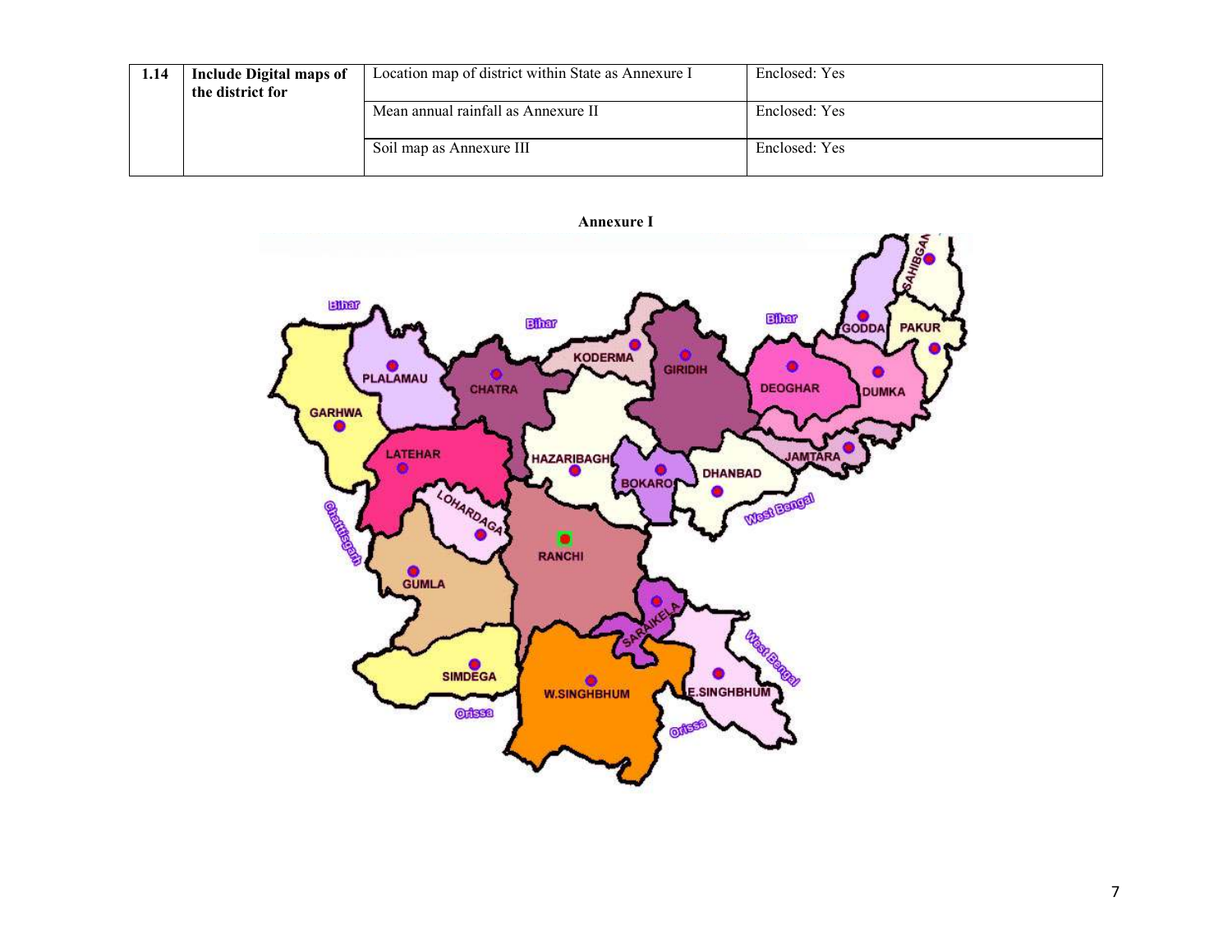| 1.14 | Include Digital maps of the district for | Location map of district within State as Annexure I | Enclosed: Yes |
|---|---|---|---|
| | | Mean annual rainfall as Annexure II | Enclosed: Yes |
| | | Soil map as Annexure III | Enclosed: Yes |

**Annexure I**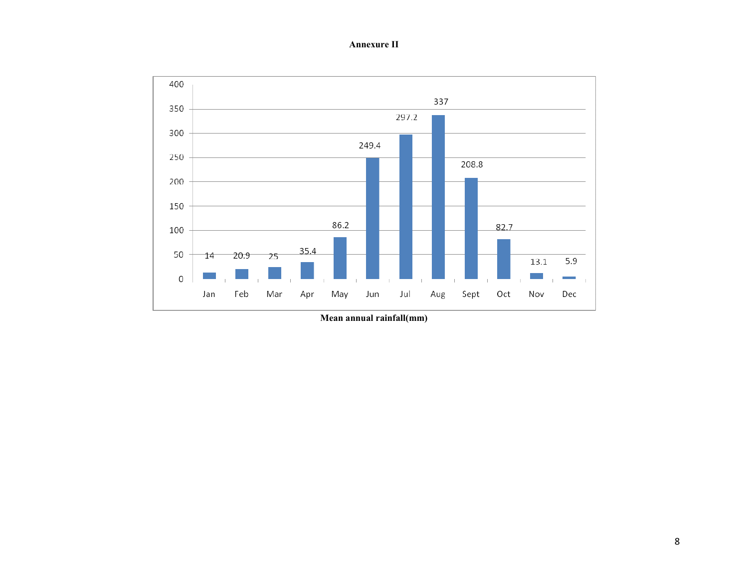**Annexure II**

| Month | Jan | Feb | Mar | Apr | May | Jun | Jul | Aug | Sept | Oct | Nov | Dec |
|---|---|---|---|---|---|---|---|---|---|---|---|---|
| Rainfall (mm) | 14 | 20.9 | 25 | 35.4 | 86.2 | 249.4 | 297.2 | 337 | 208.8 | 82.7 | 13.1 | 5.9 |

**Mean annual rainfall(mm)**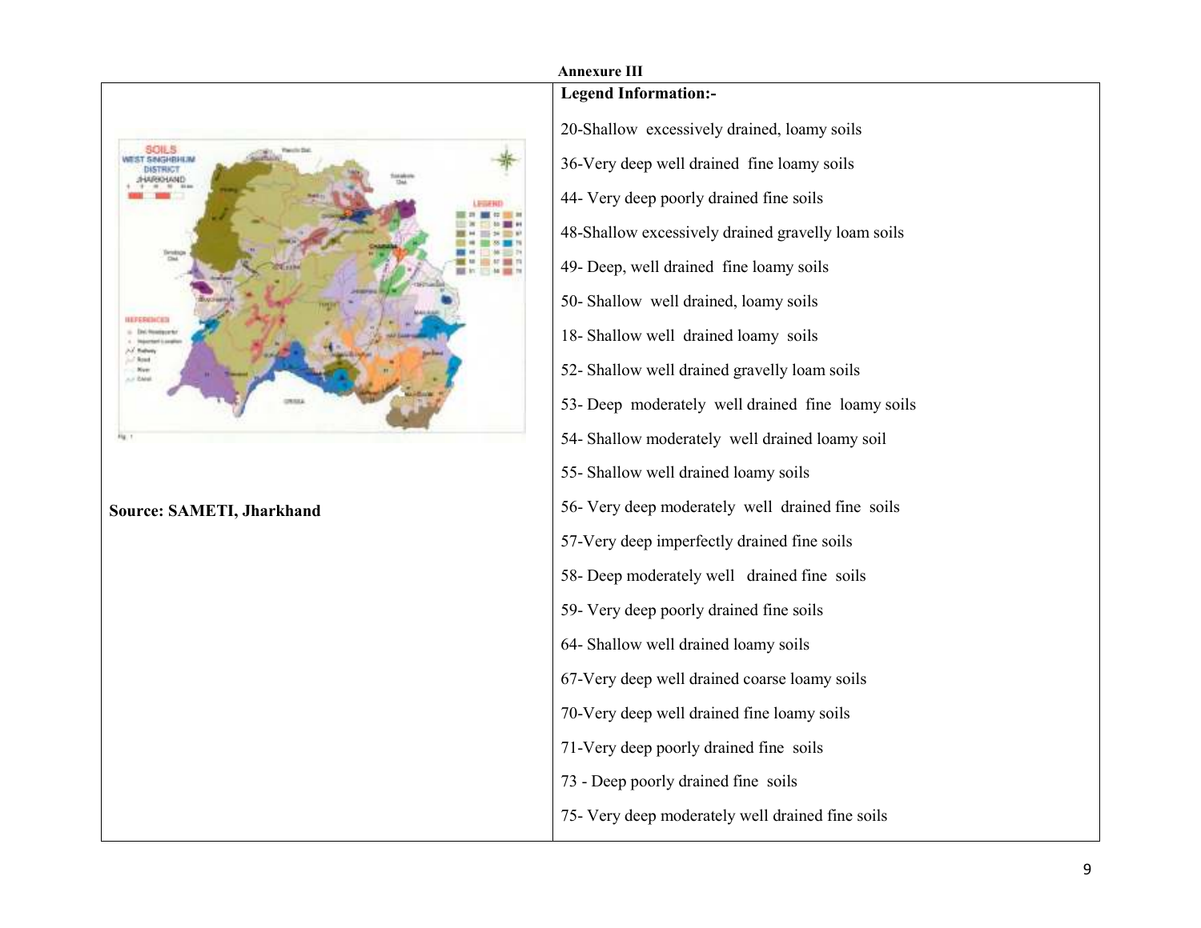**Annexure III**

**Source: SAMETI, Jharkhand**

**Legend Information:-**

20-Shallow excessively drained, loamy soils

36-Very deep well drained fine loamy soils

44- Very deep poorly drained fine soils

48-Shallow excessively drained gravelly loam soils

49- Deep, well drained fine loamy soils

50- Shallow well drained, loamy soils

18- Shallow well drained loamy soils

52- Shallow well drained gravelly loam soils

53- Deep moderately well drained fine loamy soils

54- Shallow moderately well drained loamy soil

55- Shallow well drained loamy soils

56- Very deep moderately well drained fine soils

57-Very deep imperfectly drained fine soils

58- Deep moderately well drained fine soils

59- Very deep poorly drained fine soils

64- Shallow well drained loamy soils

67-Very deep well drained coarse loamy soils

70-Very deep well drained fine loamy soils

71-Very deep poorly drained fine soils

73 - Deep poorly drained fine soils

75- Very deep moderately well drained fine soils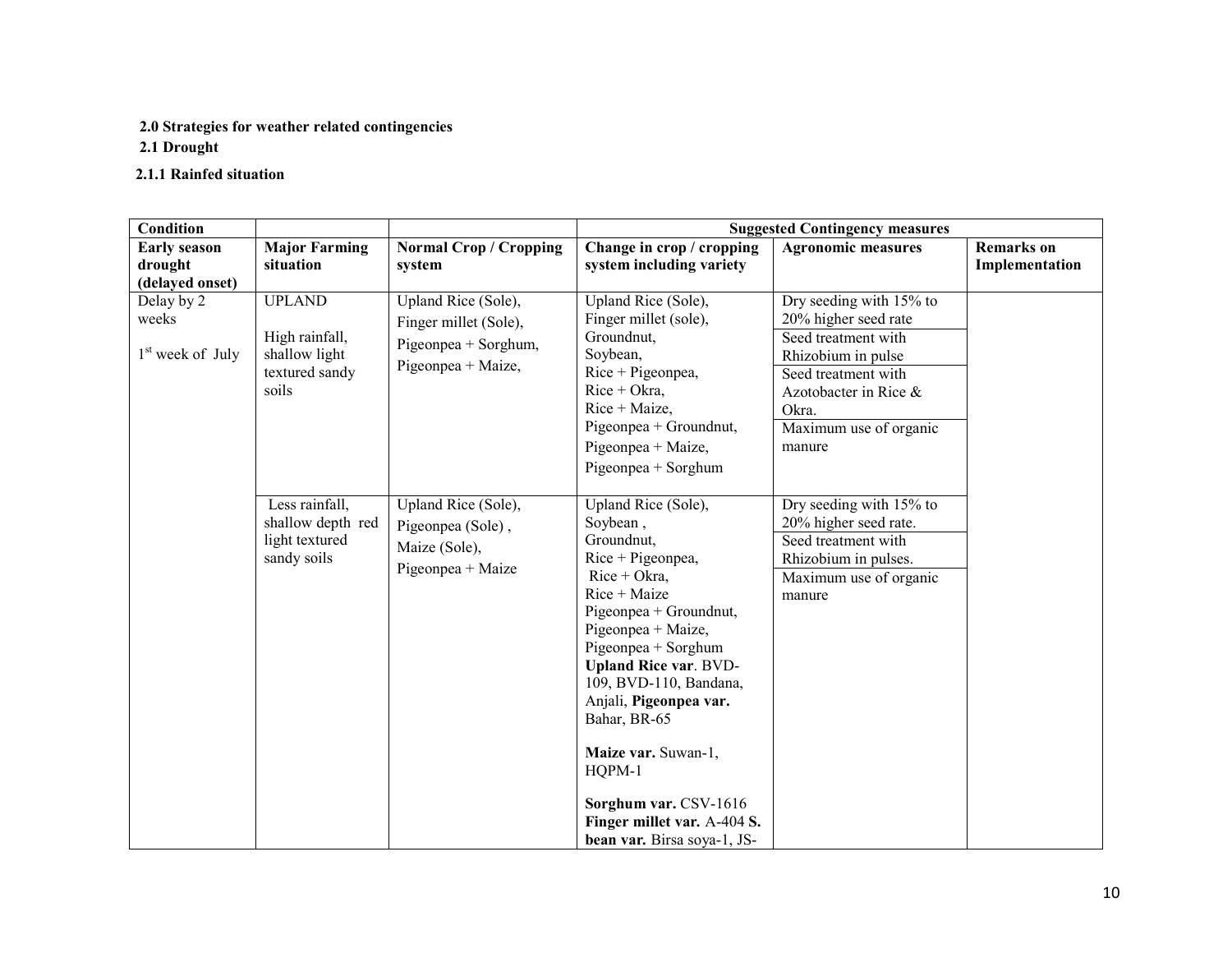**2.0 Strategies for weather related contingencies**

**2.1 Drought**

**2.1.1 Rainfed situation**

| Condition | | | Suggested Contingency measures | | |
|---|---|---|---|---|---|
| **Early season drought (delayed onset)** | **Major Farming situation** | **Normal Crop / Cropping system** | **Change in crop / cropping system including variety** | **Agronomic measures** | **Remarks on Implementation** |
| Delay by 2 weeks<br><br>1st week of July | UPLAND<br><br>High rainfall, shallow light textured sandy soils | Upland Rice (Sole),<br>Finger millet (Sole),<br>Pigeonpea + Sorghum,<br>Pigeonpea + Maize, | Upland Rice (Sole),<br>Finger millet (sole),<br>Groundnut,<br>Soybean,<br>Rice + Pigeonpea,<br>Rice + Okra,<br>Rice + Maize,<br>Pigeonpea + Groundnut,<br>Pigeonpea + Maize,<br>Pigeonpea + Sorghum | Dry seeding with 15% to 20% higher seed rate<br>Seed treatment with Rhizobium in pulse<br>Seed treatment with Azotobacter in Rice & Okra.<br>Maximum use of organic manure | |
| | Less rainfall, shallow depth red light textured sandy soils | Upland Rice (Sole),<br>Pigeonpea (Sole) ,<br>Maize (Sole),<br>Pigeonpea + Maize | Upland Rice (Sole),<br>Soybean ,<br>Groundnut,<br>Rice + Pigeonpea,<br>Rice + Okra,<br>Rice + Maize<br>Pigeonpea + Groundnut,<br>Pigeonpea + Maize,<br>Pigeonpea + Sorghum<br>**Upland Rice var**. BVD-109, BVD-110, Bandana, Anjali, **Pigeonpea var.** Bahar, BR-65<br><br>**Maize var.** Suwan-1, HQPM-1<br><br>**Sorghum var.** CSV-1616<br>**Finger millet var.** A-404 **S. bean var.** Birsa soya-1, JS- | Dry seeding with 15% to 20% higher seed rate.<br>Seed treatment with Rhizobium in pulses.<br>Maximum use of organic manure | |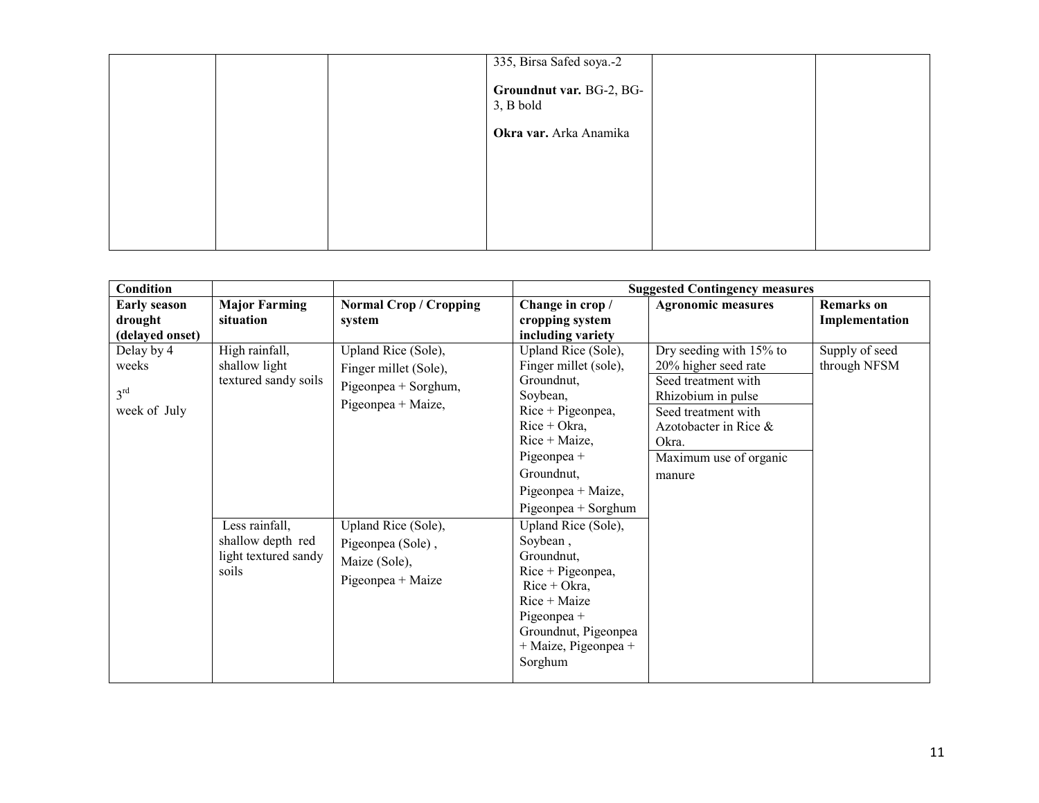| | | | | | |
|---|---|---|---|---|---|
| | | | 335, Birsa Safed soya.-2<br><br>**Groundnut var.** BG-2, BG-3, B bold<br><br>**Okra var.** Arka Anamika | | |

| **Condition** | | | **Suggested Contingency measures** | | |
|---|---|---|---|---|---|
| **Early season drought (delayed onset)** | **Major Farming situation** | **Normal Crop / Cropping system** | **Change in crop / cropping system including variety** | **Agronomic measures** | **Remarks on Implementation** |
| Delay by 4 weeks<br><br>3rd week of July | High rainfall, shallow light textured sandy soils | Upland Rice (Sole),<br>Finger millet (Sole),<br>Pigeonpea + Sorghum,<br>Pigeonpea + Maize, | Upland Rice (Sole),<br>Finger millet (sole),<br>Groundnut,<br>Soybean,<br>Rice + Pigeonpea,<br>Rice + Okra,<br>Rice + Maize,<br>Pigeonpea + Groundnut,<br>Pigeonpea + Maize,<br>Pigeonpea + Sorghum | Dry seeding with 15% to 20% higher seed rate<br>Seed treatment with Rhizobium in pulse<br>Seed treatment with Azotobacter in Rice & Okra.<br>Maximum use of organic manure | Supply of seed through NFSM |
| | Less rainfall, shallow depth red light textured sandy soils | Upland Rice (Sole),<br>Pigeonpea (Sole) ,<br>Maize (Sole),<br>Pigeonpea + Maize | Upland Rice (Sole),<br>Soybean ,<br>Groundnut,<br>Rice + Pigeonpea,<br>Rice + Okra,<br>Rice + Maize<br>Pigeonpea + Groundnut, Pigeonpea + Maize, Pigeonpea + Sorghum | | |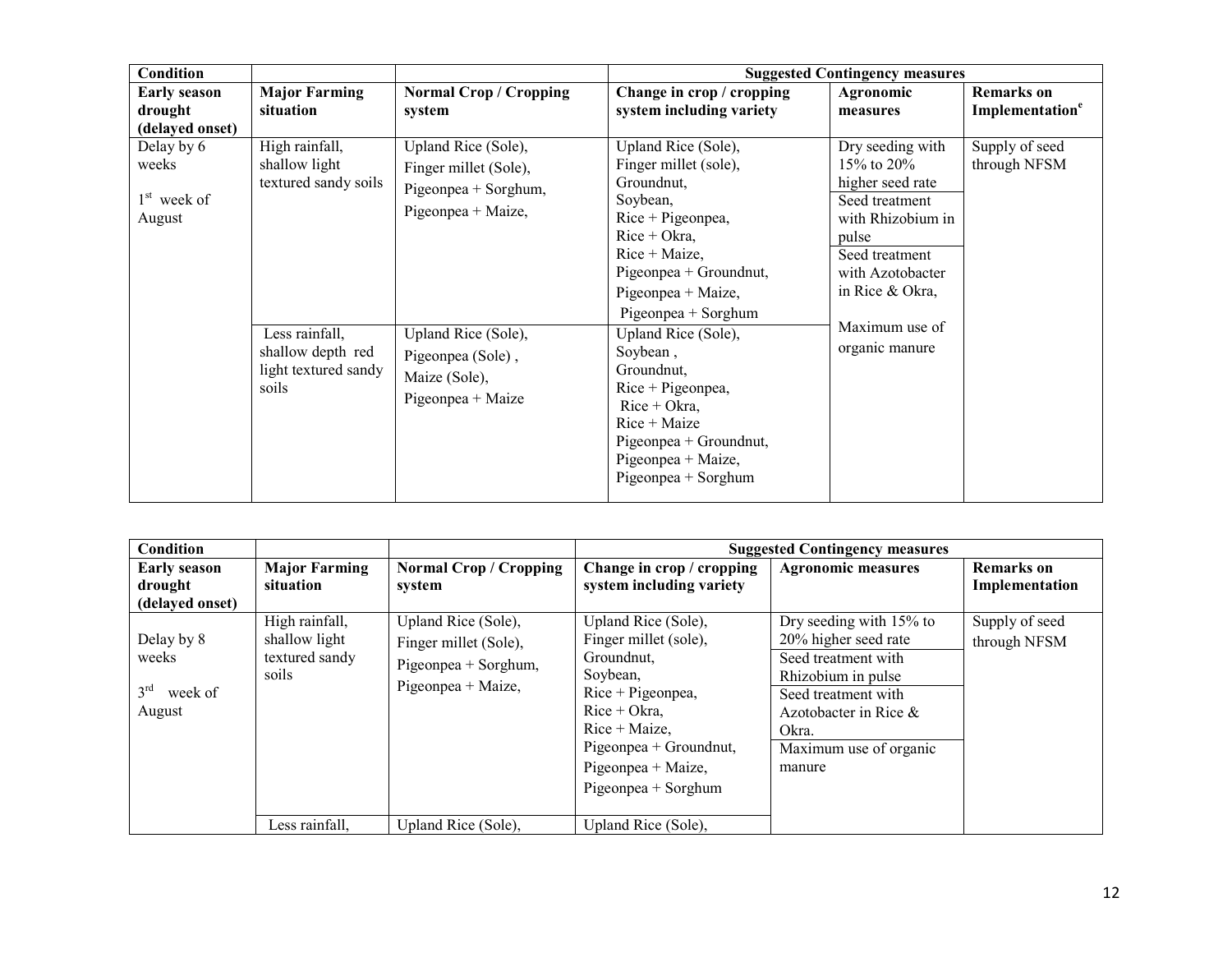| Condition | | | Suggested Contingency measures | | |
|---|---|---|---|---|---|
| **Early season drought (delayed onset)** | **Major Farming situation** | **Normal Crop / Cropping system** | **Change in crop / cropping system including variety** | **Agronomic measures** | **Remarks on Implementation[e]** |
| Delay by 6 weeks<br>1[st] week of August | High rainfall, shallow light textured sandy soils | Upland Rice (Sole),<br>Finger millet (Sole),<br>Pigeonpea + Sorghum,<br>Pigeonpea + Maize, | Upland Rice (Sole),<br>Finger millet (sole),<br>Groundnut,<br>Soybean,<br>Rice + Pigeonpea,<br>Rice + Okra,<br>Rice + Maize,<br>Pigeonpea + Groundnut,<br>Pigeonpea + Maize,<br>Pigeonpea + Sorghum | Dry seeding with 15% to 20% higher seed rate<br>Seed treatment with Rhizobium in pulse<br>Seed treatment with Azotobacter in Rice & Okra,<br>Maximum use of organic manure | Supply of seed through NFSM |
| | Less rainfall, shallow depth red light textured sandy soils | Upland Rice (Sole),<br>Pigeonpea (Sole) ,<br>Maize (Sole),<br>Pigeonpea + Maize | Upland Rice (Sole),<br>Soybean ,<br>Groundnut,<br>Rice + Pigeonpea,<br>Rice + Okra,<br>Rice + Maize<br>Pigeonpea + Groundnut,<br>Pigeonpea + Maize,<br>Pigeonpea + Sorghum | | |

| Condition | | | Suggested Contingency measures | | |
|---|---|---|---|---|---|
| **Early season drought (delayed onset)** | **Major Farming situation** | **Normal Crop / Cropping system** | **Change in crop / cropping system including variety** | **Agronomic measures** | **Remarks on Implementation** |
| Delay by 8 weeks<br>3[rd] week of August | High rainfall, shallow light textured sandy soils | Upland Rice (Sole),<br>Finger millet (Sole),<br>Pigeonpea + Sorghum,<br>Pigeonpea + Maize, | Upland Rice (Sole),<br>Finger millet (sole),<br>Groundnut,<br>Soybean,<br>Rice + Pigeonpea,<br>Rice + Okra,<br>Rice + Maize,<br>Pigeonpea + Groundnut,<br>Pigeonpea + Maize,<br>Pigeonpea + Sorghum | Dry seeding with 15% to 20% higher seed rate<br>Seed treatment with Rhizobium in pulse<br>Seed treatment with Azotobacter in Rice & Okra.<br>Maximum use of organic manure | Supply of seed through NFSM |
| | Less rainfall, | Upland Rice (Sole), | Upland Rice (Sole), | | |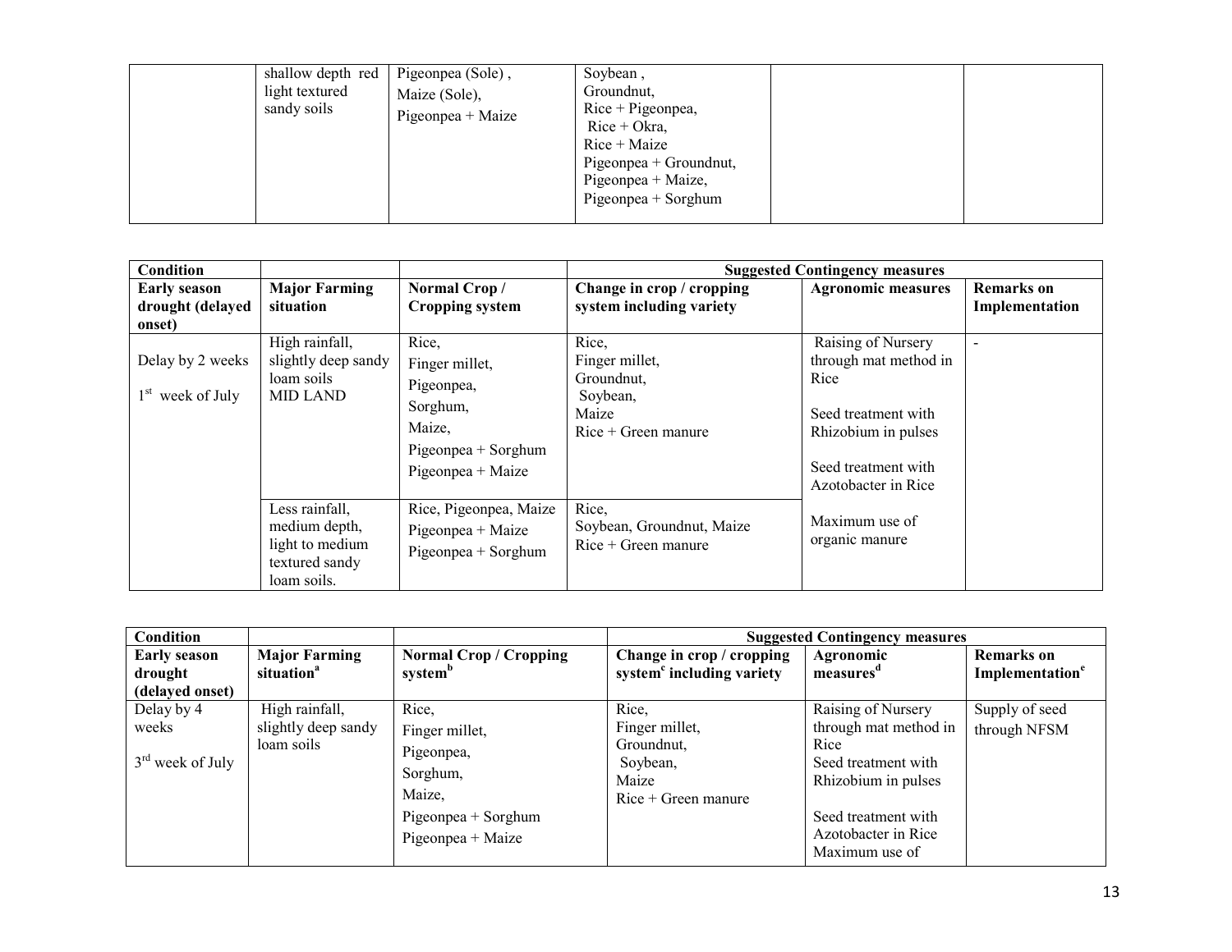|  | shallow depth red light textured sandy soils | Pigeonpea (Sole), Maize (Sole), Pigeonpea + Maize | Soybean, Groundnut, Rice + Pigeonpea, Rice + Okra, Rice + Maize Pigeonpea + Groundnut, Pigeonpea + Maize, Pigeonpea + Sorghum |  |  |
|---|---|---|---|---|---|

| Condition |  |  | Suggested Contingency measures |  |  |
|---|---|---|---|---|---|
| Early season drought (delayed onset) | Major Farming situation | Normal Crop / Cropping system | Change in crop / cropping system including variety | Agronomic measures | Remarks on Implementation |
| Delay by 2 weeks<br>1[st] week of July | High rainfall, slightly deep sandy loam soils MID LAND | Rice,<br>Finger millet,<br>Pigeonpea,<br>Sorghum,<br>Maize,<br>Pigeonpea + Sorghum<br>Pigeonpea + Maize | Rice,<br>Finger millet,<br>Groundnut,<br>Soybean,<br>Maize<br>Rice + Green manure | Raising of Nursery through mat method in Rice<br><br>Seed treatment with Rhizobium in pulses<br><br>Seed treatment with Azotobacter in Rice<br><br>Maximum use of organic manure | - |
|  | Less rainfall, medium depth, light to medium textured sandy loam soils. | Rice, Pigeonpea, Maize<br>Pigeonpea + Maize<br>Pigeonpea + Sorghum | Rice,<br>Soybean, Groundnut, Maize<br>Rice + Green manure |  |  |

| Condition |  |  | Suggested Contingency measures |  |  |
|---|---|---|---|---|---|
| Early season drought (delayed onset) | Major Farming situation[a] | Normal Crop / Cropping system[b] | Change in crop / cropping system[c] including variety | Agronomic measures[d] | Remarks on Implementation[e] |
| Delay by 4 weeks<br>3[rd] week of July | High rainfall, slightly deep sandy loam soils | Rice,<br>Finger millet,<br>Pigeonpea,<br>Sorghum,<br>Maize,<br>Pigeonpea + Sorghum<br>Pigeonpea + Maize | Rice,<br>Finger millet,<br>Groundnut,<br>Soybean,<br>Maize<br>Rice + Green manure | Raising of Nursery through mat method in Rice<br>Seed treatment with Rhizobium in pulses<br><br>Seed treatment with Azotobacter in Rice<br>Maximum use of | Supply of seed through NFSM |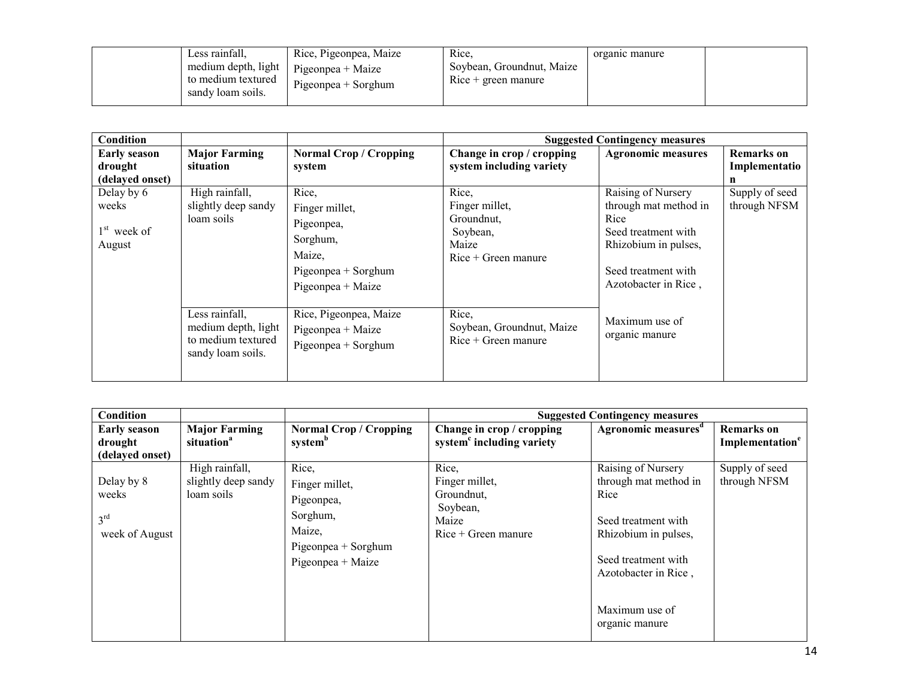| | Less rainfall, medium depth, light to medium textured sandy loam soils. | Rice, Pigeonpea, Maize<br>Pigeonpea + Maize<br>Pigeonpea + Sorghum | Rice,<br>Soybean, Groundnut, Maize<br>Rice + green manure | organic manure | |
|---|---|---|---|---|---|

| Condition | | | Suggested Contingency measures | | |
|---|---|---|---|---|---|
| **Early season drought (delayed onset)** | **Major Farming situation** | **Normal Crop / Cropping system** | **Change in crop / cropping system including variety** | **Agronomic measures** | **Remarks on Implementation** |
| Delay by 6 weeks<br><br>1st week of August | High rainfall, slightly deep sandy loam soils | Rice,<br>Finger millet,<br>Pigeonpea,<br>Sorghum,<br>Maize,<br>Pigeonpea + Sorghum<br>Pigeonpea + Maize | Rice,<br>Finger millet,<br>Groundnut,<br>Soybean,<br>Maize<br>Rice + Green manure | Raising of Nursery through mat method in Rice<br>Seed treatment with Rhizobium in pulses,<br><br>Seed treatment with Azotobacter in Rice ,<br><br>Maximum use of organic manure | Supply of seed through NFSM |
| | Less rainfall, medium depth, light to medium textured sandy loam soils. | Rice, Pigeonpea, Maize<br>Pigeonpea + Maize<br>Pigeonpea + Sorghum | Rice,<br>Soybean, Groundnut, Maize<br>Rice + Green manure | | |

| Condition | | | Suggested Contingency measures | | |
|---|---|---|---|---|---|
| **Early season drought (delayed onset)** | **Major Farming situation[a]** | **Normal Crop / Cropping system[b]** | **Change in crop / cropping system[c] including variety** | **Agronomic measures[d]** | **Remarks on Implementation[e]** |
| Delay by 8 weeks<br><br>3rd week of August | High rainfall, slightly deep sandy loam soils | Rice,<br>Finger millet,<br>Pigeonpea,<br>Sorghum,<br>Maize,<br>Pigeonpea + Sorghum<br>Pigeonpea + Maize | Rice,<br>Finger millet,<br>Groundnut,<br>Soybean,<br>Maize<br>Rice + Green manure | Raising of Nursery through mat method in Rice<br><br>Seed treatment with Rhizobium in pulses,<br><br>Seed treatment with Azotobacter in Rice ,<br><br>Maximum use of organic manure | Supply of seed through NFSM |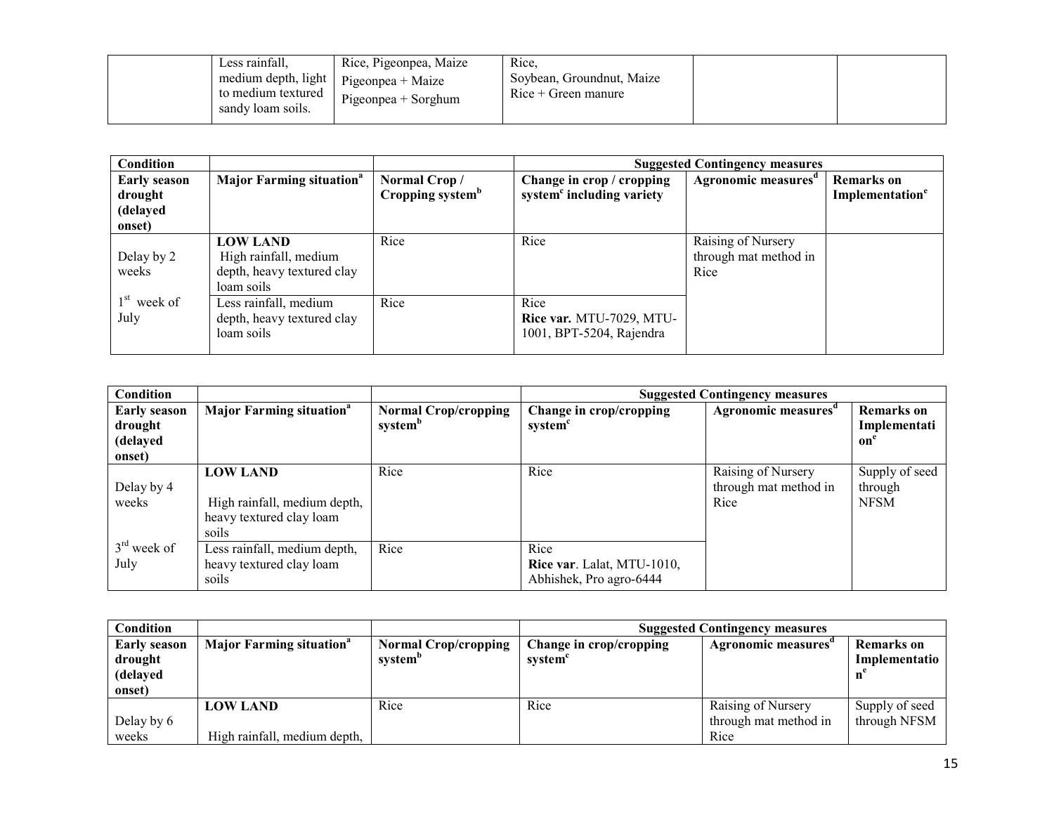| | Less rainfall, medium depth, light to medium textured sandy loam soils. | Rice, Pigeonpea, Maize<br>Pigeonpea + Maize<br>Pigeonpea + Sorghum | Rice,<br>Soybean, Groundnut, Maize<br>Rice + Green manure | | |
|---|---|---|---|---|---|

| Condition | | | Suggested Contingency measures | | |
|---|---|---|---|---|---|
| **Early season drought (delayed onset)** | **Major Farming situation[a]** | **Normal Crop / Cropping system[b]** | **Change in crop / cropping system[c] including variety** | **Agronomic measures[d]** | **Remarks on Implementation[e]** |
| Delay by 2 weeks<br><br>1[st] week of July | **LOW LAND**<br>High rainfall, medium depth, heavy textured clay loam soils | Rice | Rice | Raising of Nursery through mat method in Rice | |
| | Less rainfall, medium depth, heavy textured clay loam soils | Rice | Rice<br>**Rice var.** MTU-7029, MTU-1001, BPT-5204, Rajendra | | |

| Condition | | | Suggested Contingency measures | | |
|---|---|---|---|---|---|
| **Early season drought (delayed onset)** | **Major Farming situation[a]** | **Normal Crop/cropping system[b]** | **Change in crop/cropping system[c]** | **Agronomic measures[d]** | **Remarks on Implementation[e]** |
| Delay by 4 weeks<br><br>3[rd] week of July | **LOW LAND**<br><br>High rainfall, medium depth, heavy textured clay loam soils | Rice | Rice | Raising of Nursery through mat method in Rice | Supply of seed through NFSM |
| | Less rainfall, medium depth, heavy textured clay loam soils | Rice | Rice<br>**Rice var**. Lalat, MTU-1010, Abhishek, Pro agro-6444 | | |

| Condition | | | Suggested Contingency measures | | |
|---|---|---|---|---|---|
| **Early season drought (delayed onset)** | **Major Farming situation[a]** | **Normal Crop/cropping system[b]** | **Change in crop/cropping system[c]** | **Agronomic measures[d]** | **Remarks on Implementation[e]** |
| Delay by 6 weeks | **LOW LAND**<br><br>High rainfall, medium depth, | Rice | Rice | Raising of Nursery through mat method in Rice | Supply of seed through NFSM |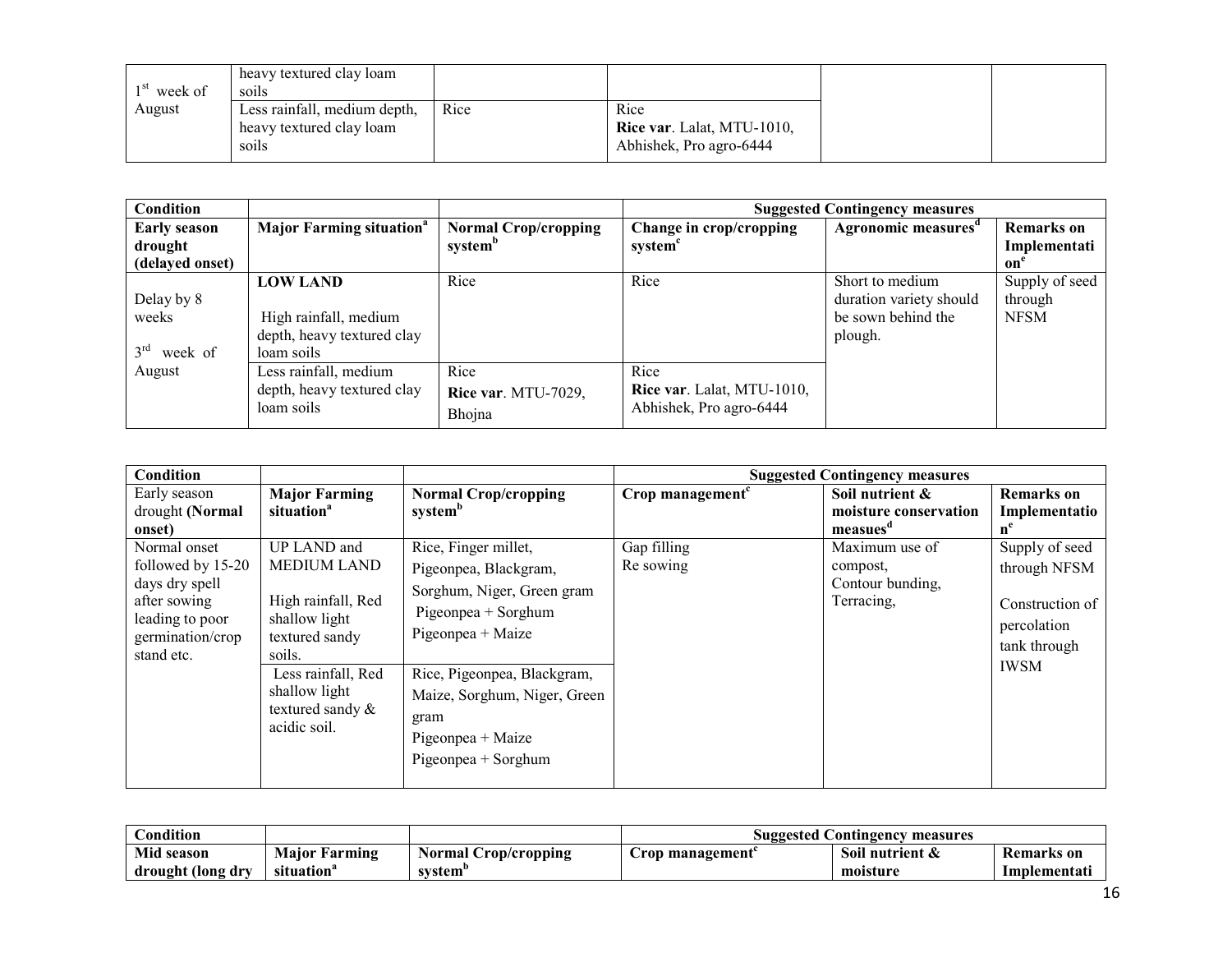| | | | | | |
|---|---|---|---|---|---|
| 1st week of August | heavy textured clay loam soils | | | | |
| | Less rainfall, medium depth, heavy textured clay loam soils | Rice | Rice<br>**Rice var**. Lalat, MTU-1010, Abhishek, Pro agro-6444 | | |

| **Condition** | | | **Suggested Contingency measures** | | |
|---|---|---|---|---|---|
| **Early season drought (delayed onset)** | **Major Farming situation[a]** | **Normal Crop/cropping system[b]** | **Change in crop/cropping system[c]** | **Agronomic measures[d]** | **Remarks on Implementation[e]** |
| Delay by 8 weeks<br><br>3rd week of August | **LOW LAND**<br><br>High rainfall, medium depth, heavy textured clay loam soils | Rice | Rice | Short to medium duration variety should be sown behind the plough. | Supply of seed through NFSM |
| | Less rainfall, medium depth, heavy textured clay loam soils | Rice<br>**Rice var**. MTU-7029, Bhojna | Rice<br>**Rice var**. Lalat, MTU-1010, Abhishek, Pro agro-6444 | | |

| **Condition** | | | **Suggested Contingency measures** | | |
|---|---|---|---|---|---|
| Early season drought **(Normal onset)** | **Major Farming situation[a]** | **Normal Crop/cropping system[b]** | **Crop management[c]** | **Soil nutrient & moisture conservation measues[d]** | **Remarks on Implementation[e]** |
| Normal onset followed by 15-20 days dry spell after sowing leading to poor germination/crop stand etc. | UP LAND and MEDIUM LAND<br><br>High rainfall, Red shallow light textured sandy soils. | Rice, Finger millet, Pigeonpea, Blackgram, Sorghum, Niger, Green gram<br>Pigeonpea + Sorghum<br>Pigeonpea + Maize | Gap filling<br>Re sowing | Maximum use of compost,<br>Contour bunding,<br>Terracing, | Supply of seed through NFSM<br><br>Construction of percolation tank through IWSM |
| | Less rainfall, Red shallow light textured sandy & acidic soil. | Rice, Pigeonpea, Blackgram, Maize, Sorghum, Niger, Green gram<br>Pigeonpea + Maize<br>Pigeonpea + Sorghum | | | |

| **Condition** | | | **Suggested Contingency measures** | | |
|---|---|---|---|---|---|
| **Mid season drought (long dry** | **Major Farming situation[a]** | **Normal Crop/cropping system[b]** | **Crop management[c]** | **Soil nutrient & moisture** | **Remarks on Implementati** |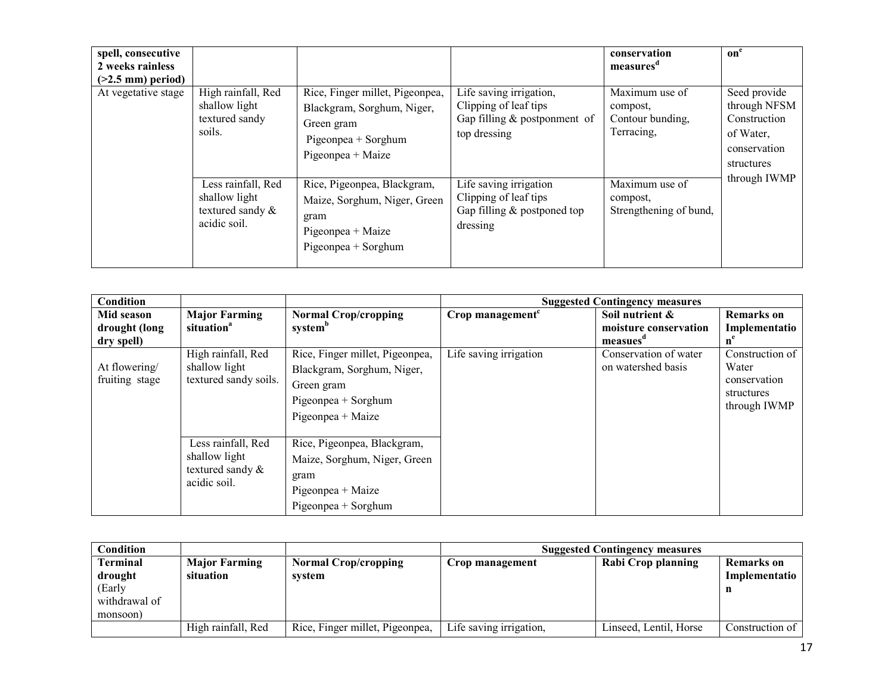| spell, consecutive 2 weeks rainless (>2.5 mm) period) | | | | conservation measures[d] | on[e] |
|---|---|---|---|---|---|
| At vegetative stage | High rainfall, Red shallow light textured sandy soils. | Rice, Finger millet, Pigeonpea, Blackgram, Sorghum, Niger, Green gram<br>Pigeonpea + Sorghum<br>Pigeonpea + Maize | Life saving irrigation,<br>Clipping of leaf tips<br>Gap filling & postponment of top dressing | Maximum use of compost,<br>Contour bunding,<br>Terracing, | Seed provide through NFSM Construction of Water, conservation structures through IWMP |
| | Less rainfall, Red shallow light textured sandy & acidic soil. | Rice, Pigeonpea, Blackgram, Maize, Sorghum, Niger, Green gram<br>Pigeonpea + Maize<br>Pigeonpea + Sorghum | Life saving irrigation<br>Clipping of leaf tips<br>Gap filling & postponed top dressing | Maximum use of compost,<br>Strengthening of bund, | |

| Condition | | | Suggested Contingency measures | | |
|---|---|---|---|---|---|
| **Mid season drought (long dry spell)** | **Major Farming situation[a]** | **Normal Crop/cropping system[b]** | **Crop management[c]** | **Soil nutrient & moisture conservation measues[d]** | **Remarks on Implementation[e]** |
| At flowering/ fruiting stage | High rainfall, Red shallow light textured sandy soils. | Rice, Finger millet, Pigeonpea, Blackgram, Sorghum, Niger, Green gram<br>Pigeonpea + Sorghum<br>Pigeonpea + Maize | Life saving irrigation | Conservation of water on watershed basis | Construction of Water conservation structures through IWMP |
| | Less rainfall, Red shallow light textured sandy & acidic soil. | Rice, Pigeonpea, Blackgram, Maize, Sorghum, Niger, Green gram<br>Pigeonpea + Maize<br>Pigeonpea + Sorghum | | | |

| Condition | | | Suggested Contingency measures | | |
|---|---|---|---|---|---|
| **Terminal drought** (Early withdrawal of monsoon) | **Major Farming situation** | **Normal Crop/cropping system** | **Crop management** | **Rabi Crop planning** | **Remarks on Implementation** |
| | High rainfall, Red | Rice, Finger millet, Pigeonpea, | Life saving irrigation, | Linseed, Lentil, Horse | Construction of |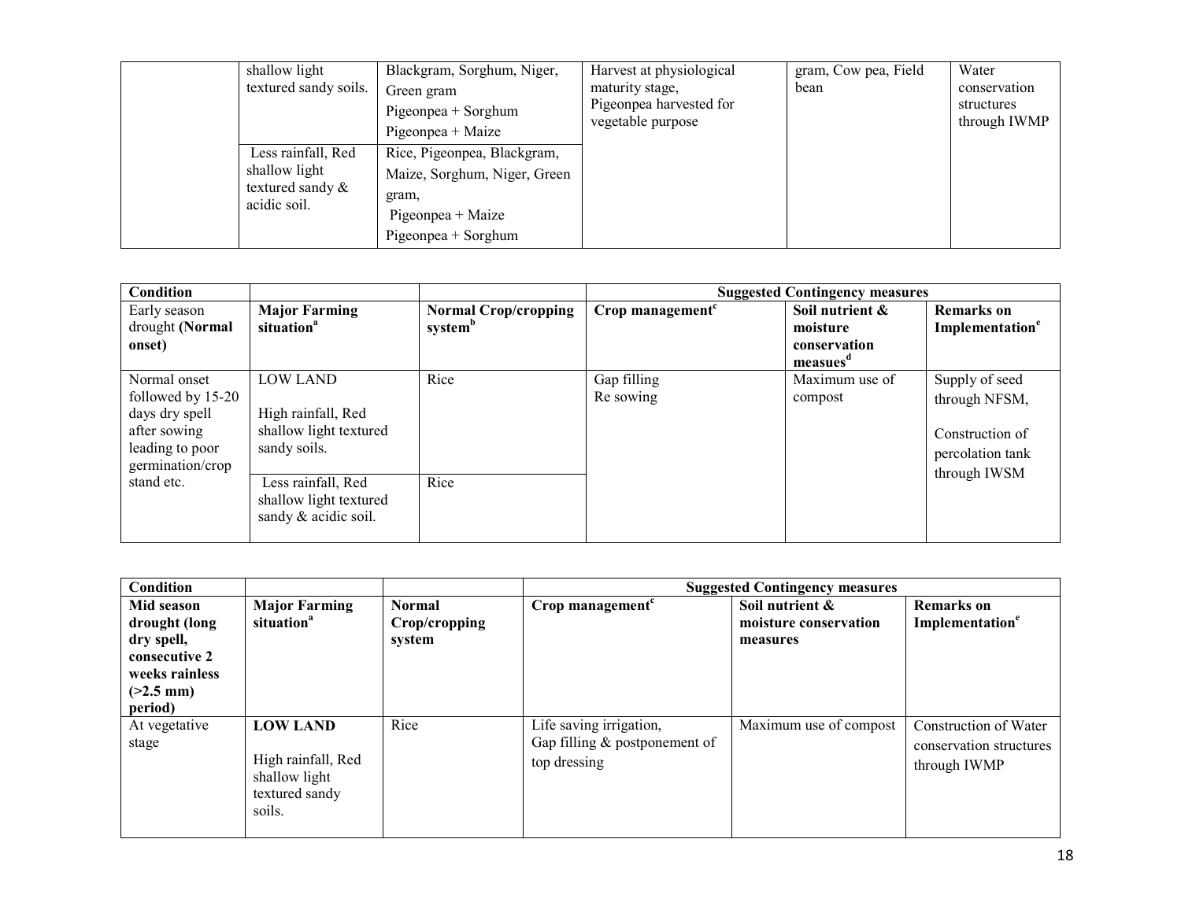| | shallow light textured sandy soils. | Blackgram, Sorghum, Niger, Green gram<br>Pigeonpea + Sorghum<br>Pigeonpea + Maize | Harvest at physiological maturity stage, Pigeonpea harvested for vegetable purpose | gram, Cow pea, Field bean | Water conservation structures through IWMP |
|---|---|---|---|---|---|
| | Less rainfall, Red shallow light textured sandy & acidic soil. | Rice, Pigeonpea, Blackgram, Maize, Sorghum, Niger, Green gram,<br>Pigeonpea + Maize<br>Pigeonpea + Sorghum | | | |

| **Condition** | | | **Suggested Contingency measures** | | |
|---|---|---|---|---|---|
| Early season drought **(Normal onset)** | **Major Farming situation**[a] | **Normal Crop/cropping system**[b] | **Crop management**[c] | **Soil nutrient & moisture conservation measues**[d] | **Remarks on Implementation**[e] |
| Normal onset followed by 15-20 days dry spell after sowing leading to poor germination/crop stand etc. | LOW LAND<br><br>High rainfall, Red shallow light textured sandy soils. | Rice | Gap filling<br>Re sowing | Maximum use of compost | Supply of seed through NFSM,<br><br>Construction of percolation tank through IWSM |
| | Less rainfall, Red shallow light textured sandy & acidic soil. | Rice | | | |

| **Condition** | | | **Suggested Contingency measures** | | |
|---|---|---|---|---|---|
| **Mid season drought (long dry spell, consecutive 2 weeks rainless (>2.5 mm) period)** | **Major Farming situation**[a] | **Normal Crop/cropping system** | **Crop management**[c] | **Soil nutrient & moisture conservation measures** | **Remarks on Implementation**[e] |
| At vegetative stage | **LOW LAND**<br><br>High rainfall, Red shallow light textured sandy soils. | Rice | Life saving irrigation,<br>Gap filling & postponement of top dressing | Maximum use of compost | Construction of Water conservation structures through IWMP |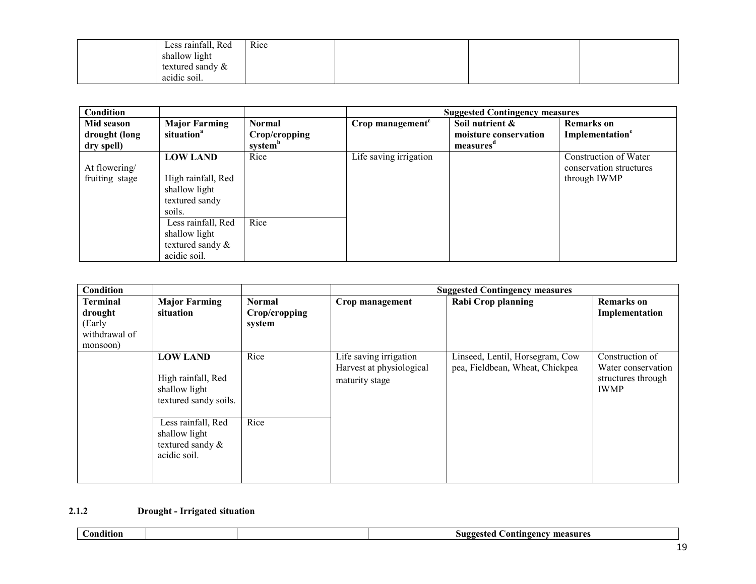|  | Less rainfall, Red shallow light textured sandy & acidic soil. | Rice |  |  |  |
|---|---|---|---|---|---|

| Condition |  |  | Suggested Contingency measures |  |  |
|---|---|---|---|---|---|
| **Mid season drought (long dry spell)** | **Major Farming situation**[a] | **Normal Crop/cropping system**[b] | **Crop management**[c] | **Soil nutrient & moisture conservation measures**[d] | **Remarks on Implementation**[e] |
| At flowering/ fruiting stage | **LOW LAND** High rainfall, Red shallow light textured sandy soils. | Rice | Life saving irrigation |  | Construction of Water conservation structures through IWMP |
|  | Less rainfall, Red shallow light textured sandy & acidic soil. | Rice |  |  |  |

| Condition |  |  | Suggested Contingency measures |  |  |
|---|---|---|---|---|---|
| **Terminal drought** (Early withdrawal of monsoon) | **Major Farming situation** | **Normal Crop/cropping system** | **Crop management** | **Rabi Crop planning** | **Remarks on Implementation** |
|  | **LOW LAND** High rainfall, Red shallow light textured sandy soils. | Rice | Life saving irrigation Harvest at physiological maturity stage | Linseed, Lentil, Horsegram, Cow pea, Fieldbean, Wheat, Chickpea | Construction of Water conservation structures through IWMP |
|  | Less rainfall, Red shallow light textured sandy & acidic soil. | Rice |  |  |  |

### 2.1.2 Drought - Irrigated situation

| Condition |  |  | Suggested Contingency measures |
|---|---|---|---|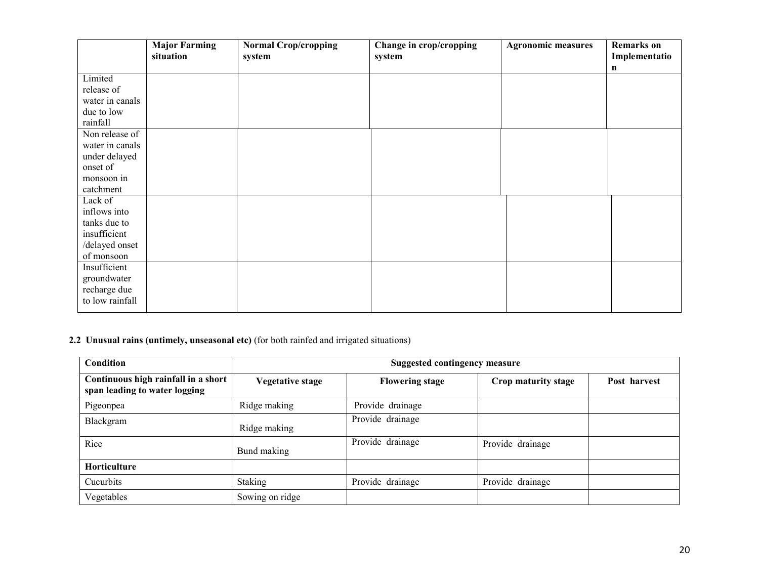| | Major Farming situation | Normal Crop/cropping system | Change in crop/cropping system | Agronomic measures | Remarks on Implementation |
|---|---|---|---|---|---|
| Limited release of water in canals due to low rainfall | | | | | |
| Non release of water in canals under delayed onset of monsoon in catchment | | | | | |
| Lack of inflows into tanks due to insufficient /delayed onset of monsoon | | | | | |
| Insufficient groundwater recharge due to low rainfall | | | | | |

**2.2 Unusual rains (untimely, unseasonal etc)** (for both rainfed and irrigated situations)

| Condition | Suggested contingency measure | | | |
|---|---|---|---|---|
| **Continuous high rainfall in a short span leading to water logging** | **Vegetative stage** | **Flowering stage** | **Crop maturity stage** | **Post harvest** |
| Pigeonpea | Ridge making | Provide drainage | | |
| Blackgram | Ridge making | Provide drainage | | |
| Rice | Bund making | Provide drainage | Provide drainage | |
| **Horticulture** | | | | |
| Cucurbits | Staking | Provide drainage | Provide drainage | |
| Vegetables | Sowing on ridge | | | |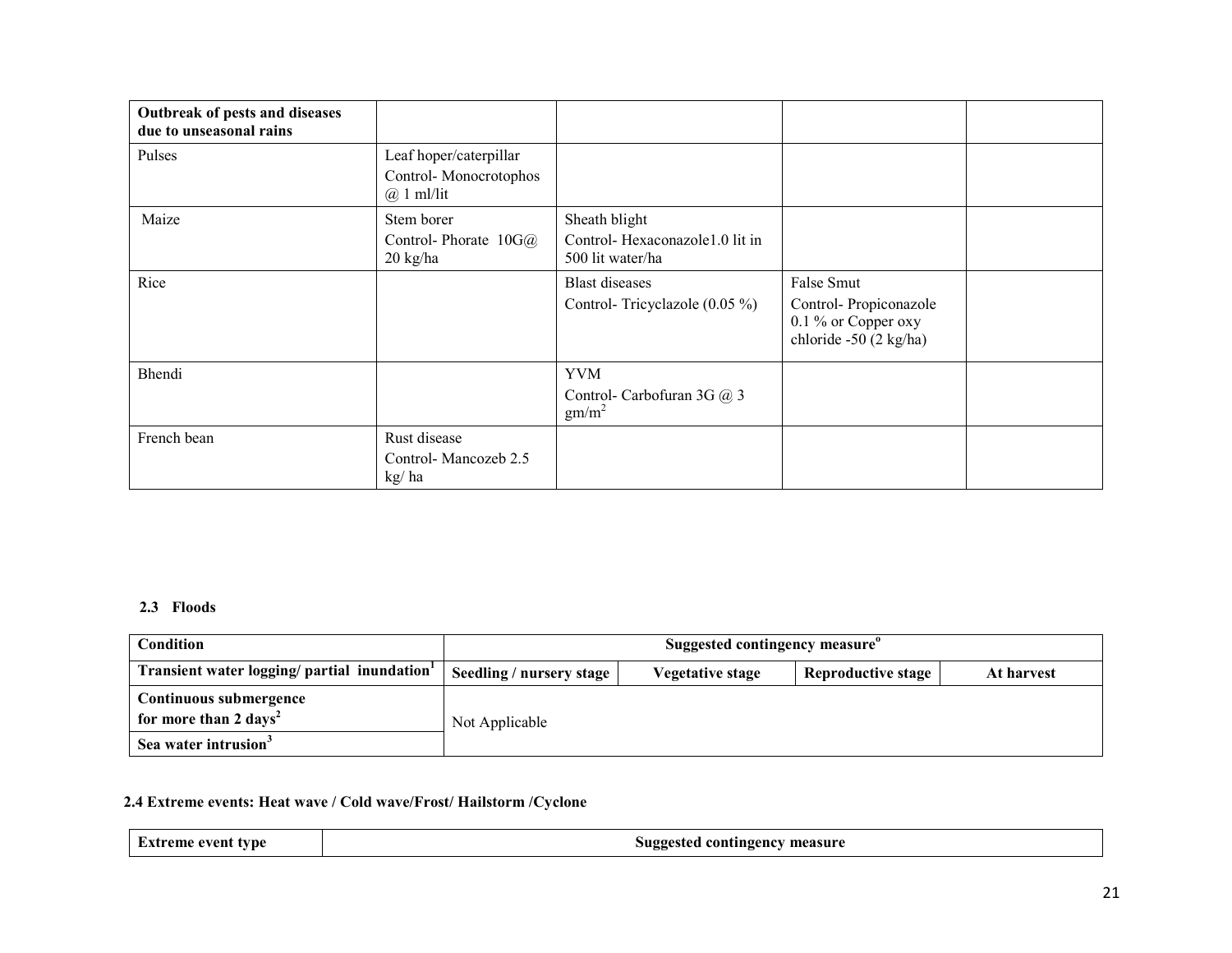| Outbreak of pests and diseases due to unseasonal rains | | | | |
|---|---|---|---|---|
| Pulses | Leaf hoper/caterpillar<br>Control- Monocrotophos @ 1 ml/lit | | | |
| Maize | Stem borer<br>Control- Phorate 10G@ 20 kg/ha | Sheath blight<br>Control- Hexaconazole1.0 lit in 500 lit water/ha | | |
| Rice | | Blast diseases<br>Control- Tricyclazole (0.05 %) | False Smut<br>Control- Propiconazole 0.1 % or Copper oxy chloride -50 (2 kg/ha) | |
| Bhendi | | YVM<br>Control- Carbofuran 3G @ 3 $gm/m^2$ | | |
| French bean | Rust disease<br>Control- Mancozeb 2.5 kg/ ha | | | |

### 2.3 Floods

| Condition | Suggested contingency measure[o] | | | |
|---|---|---|---|---|
| Transient water logging/ partial inundation[1] | Seedling / nursery stage | Vegetative stage | Reproductive stage | At harvest |
| Continuous submergence for more than 2 days[2] | Not Applicable | | | |
| Sea water intrusion[3] | | | | |

### 2.4 Extreme events: Heat wave / Cold wave/Frost/ Hailstorm /Cyclone

| Extreme event type | Suggested contingency measure |
|---|---|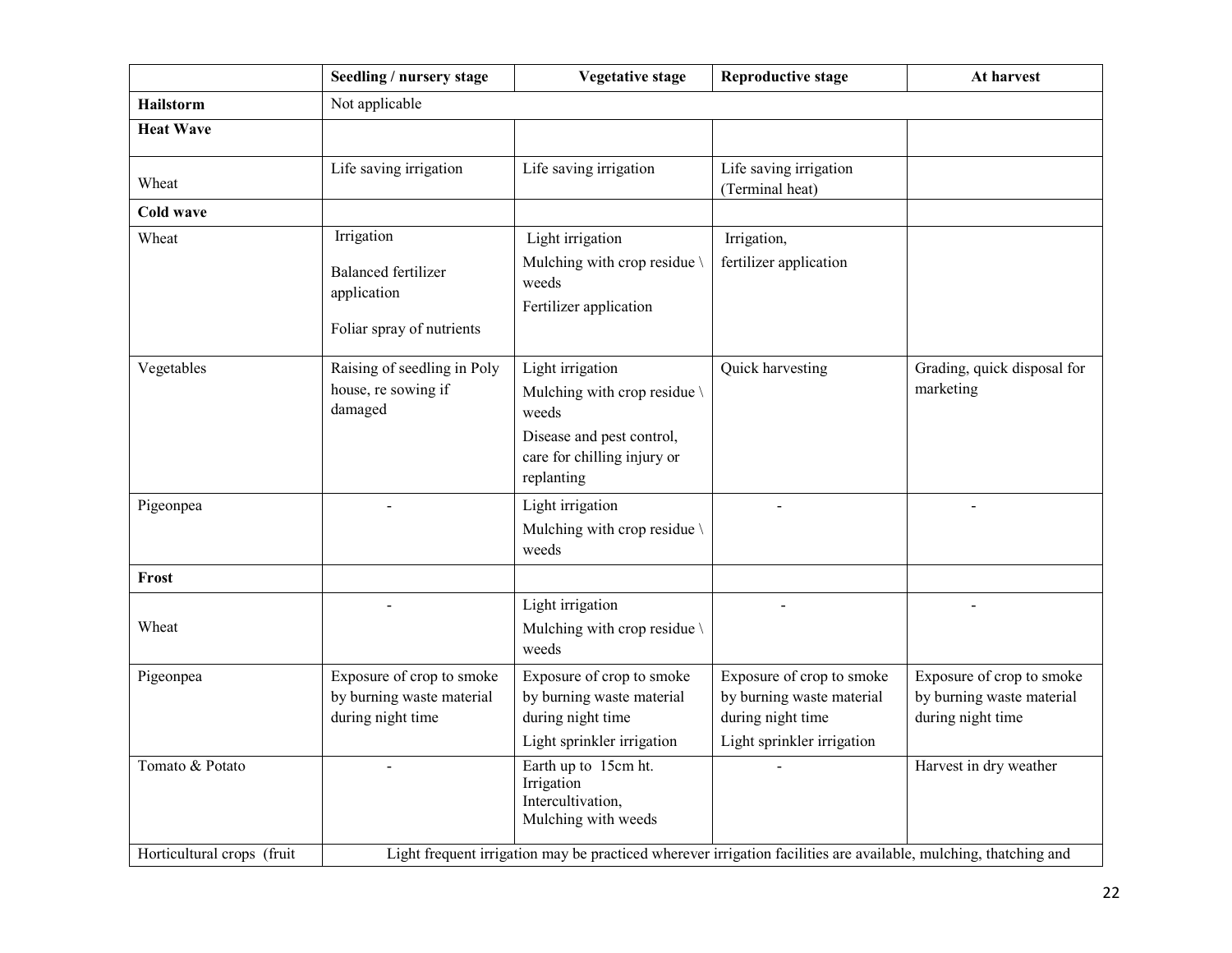| | Seedling / nursery stage | Vegetative stage | Reproductive stage | At harvest |
|---|---|---|---|---|
| **Hailstorm** | Not applicable | | | |
| **Heat Wave** | | | | |
| Wheat | Life saving irrigation | Life saving irrigation | Life saving irrigation (Terminal heat) | |
| **Cold wave** | | | | |
| Wheat | Irrigation<br>Balanced fertilizer application<br>Foliar spray of nutrients | Light irrigation<br>Mulching with crop residue \ weeds<br>Fertilizer application | Irrigation,<br>fertilizer application | |
| Vegetables | Raising of seedling in Poly house, re sowing if damaged | Light irrigation<br>Mulching with crop residue \ weeds<br>Disease and pest control, care for chilling injury or replanting | Quick harvesting | Grading, quick disposal for marketing |
| Pigeonpea | - | Light irrigation<br>Mulching with crop residue \ weeds | - | - |
| **Frost** | | | | |
| Wheat | - | Light irrigation<br>Mulching with crop residue \ weeds | - | - |
| Pigeonpea | Exposure of crop to smoke by burning waste material during night time | Exposure of crop to smoke by burning waste material during night time<br>Light sprinkler irrigation | Exposure of crop to smoke by burning waste material during night time<br>Light sprinkler irrigation | Exposure of crop to smoke by burning waste material during night time |
| Tomato & Potato | - | Earth up to 15cm ht.<br>Irrigation<br>Intercultivation,<br>Mulching with weeds | - | Harvest in dry weather |
| Horticultural crops (fruit | Light frequent irrigation may be practiced wherever irrigation facilities are available, mulching, thatching and | | | |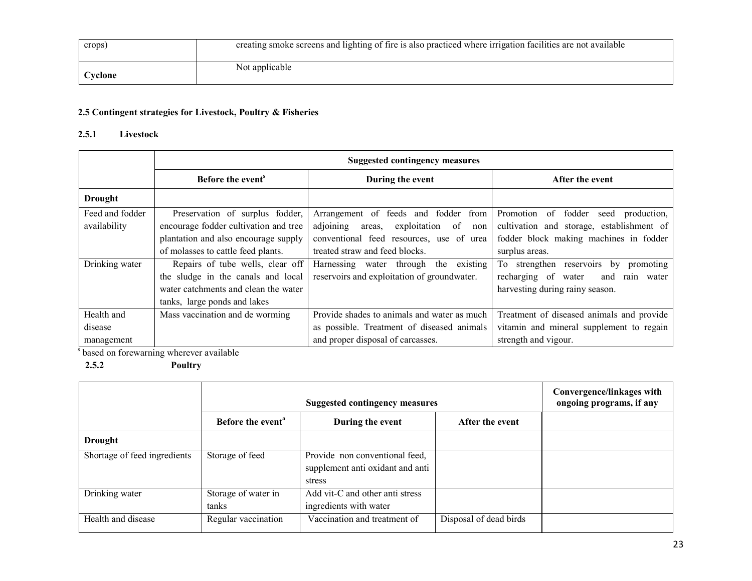| crops) | creating smoke screens and lighting of fire is also practiced where irrigation facilities are not available |
|---|---|
| **Cyclone** | Not applicable |

**2.5 Contingent strategies for Livestock, Poultry & Fisheries**

**2.5.1 Livestock**

| | Suggested contingency measures | | |
|---|---|---|---|
| | **Before the event[s]** | **During the event** | **After the event** |
| **Drought** | | | |
| Feed and fodder availability | Preservation of surplus fodder, encourage fodder cultivation and tree plantation and also encourage supply of molasses to cattle feed plants. | Arrangement of feeds and fodder from adjoining areas, exploitation of non conventional feed resources, use of urea treated straw and feed blocks. | Promotion of fodder seed production, cultivation and storage, establishment of fodder block making machines in fodder surplus areas. |
| Drinking water | Repairs of tube wells, clear off the sludge in the canals and local water catchments and clean the water tanks, large ponds and lakes | Harnessing water through the existing reservoirs and exploitation of groundwater. | To strengthen reservoirs by promoting recharging of water and rain water harvesting during rainy season. |
| Health and disease management | Mass vaccination and de worming | Provide shades to animals and water as much as possible. Treatment of diseased animals and proper disposal of carcasses. | Treatment of diseased animals and provide vitamin and mineral supplement to regain strength and vigour. |

[s] based on forewarning wherever available

**2.5.2 Poultry**

| | Suggested contingency measures | | | Convergence/linkages with ongoing programs, if any |
|---|---|---|---|---|
| | **Before the event[a]** | **During the event** | **After the event** | |
| **Drought** | | | | |
| Shortage of feed ingredients | Storage of feed | Provide non conventional feed, supplement anti oxidant and anti stress | | |
| Drinking water | Storage of water in tanks | Add vit-C and other anti stress ingredients with water | | |
| Health and disease | Regular vaccination | Vaccination and treatment of | Disposal of dead birds | |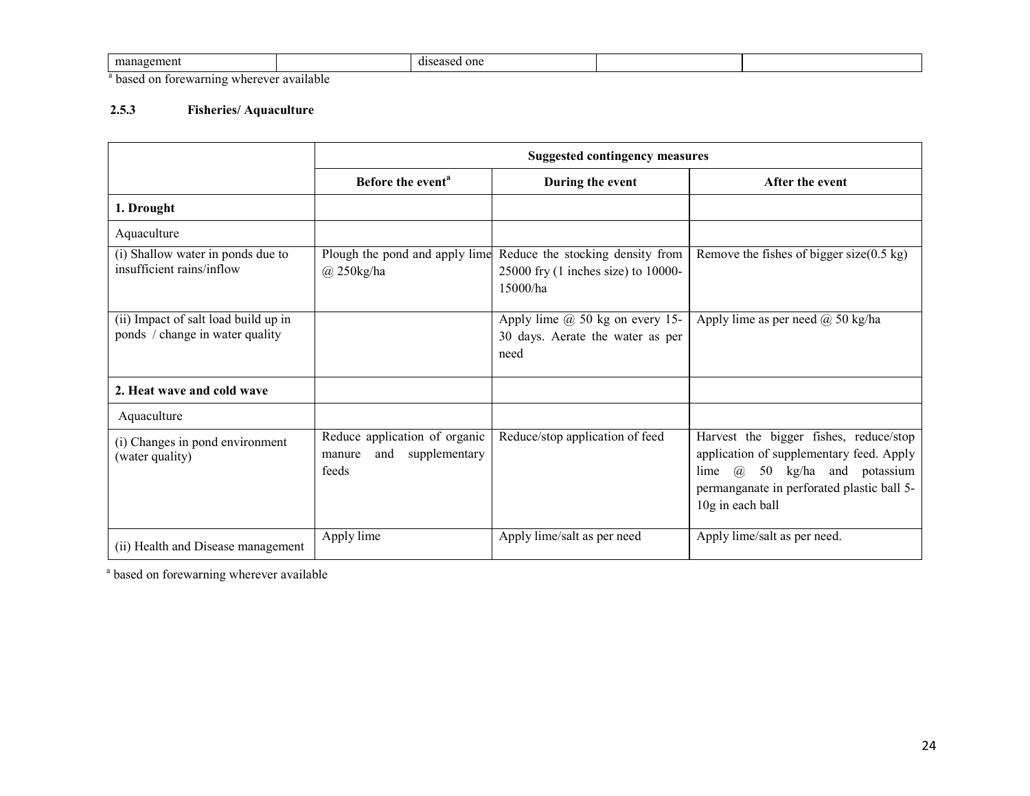| management | | diseased one | | |
|---|---|---|---|---|

[a] based on forewarning wherever available

### 2.5.3 Fisheries/ Aquaculture

| | Suggested contingency measures | | |
|---|---|---|---|
| | Before the event[a] | During the event | After the event |
| **1. Drought** | | | |
| Aquaculture | | | |
| (i) Shallow water in ponds due to insufficient rains/inflow | Plough the pond and apply lime @ 250kg/ha | Reduce the stocking density from 25000 fry (1 inches size) to 10000-15000/ha | Remove the fishes of bigger size(0.5 kg) |
| (ii) Impact of salt load build up in ponds / change in water quality | | Apply lime @ 50 kg on every 15-30 days. Aerate the water as per need | Apply lime as per need @ 50 kg/ha |
| **2. Heat wave and cold wave** | | | |
| Aquaculture | | | |
| (i) Changes in pond environment (water quality) | Reduce application of organic manure and supplementary feeds | Reduce/stop application of feed | Harvest the bigger fishes, reduce/stop application of supplementary feed. Apply lime @ 50 kg/ha and potassium permanganate in perforated plastic ball 5-10g in each ball |
| (ii) Health and Disease management | Apply lime | Apply lime/salt as per need | Apply lime/salt as per need. |

[a] based on forewarning wherever available